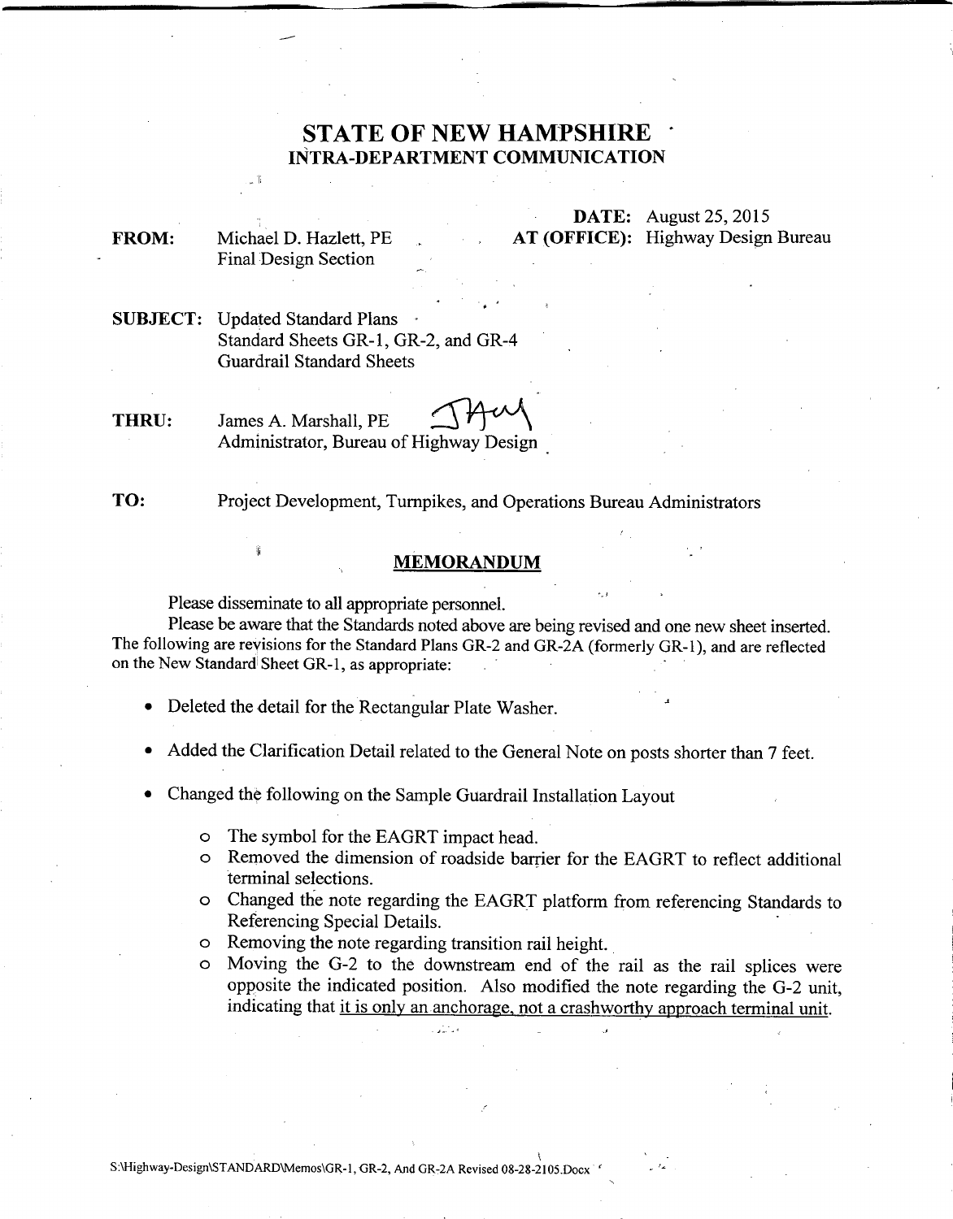# STATE OF NEW HAMPSHIRE
## INTRA-DEPARTMENT COMMUNICATION

**DATE:** August 25, 2015

**AT (OFFICE):** Highway Design Bureau

**FROM:** Michael D. Hazlett, PE
Final Design Section

**SUBJECT:** Updated Standard Plans
Standard Sheets GR-1, GR-2, and GR-4
Guardrail Standard Sheets

**THRU:** James A. Marshall, PE
Administrator, Bureau of Highway Design

**TO:** Project Development, Turnpikes, and Operations Bureau Administrators

### MEMORANDUM

Please disseminate to all appropriate personnel.

Please be aware that the Standards noted above are being revised and one new sheet inserted. The following are revisions for the Standard Plans GR-2 and GR-2A (formerly GR-1), and are reflected on the New Standard Sheet GR-1, as appropriate:

- Deleted the detail for the Rectangular Plate Washer.
- Added the Clarification Detail related to the General Note on posts shorter than 7 feet.
- Changed the following on the Sample Guardrail Installation Layout
  - The symbol for the EAGRT impact head.
  - Removed the dimension of roadside barrier for the EAGRT to reflect additional terminal selections.
  - Changed the note regarding the EAGRT platform from referencing Standards to Referencing Special Details.
  - Removing the note regarding transition rail height.
  - Moving the G-2 to the downstream end of the rail as the rail splices were opposite the indicated position. Also modified the note regarding the G-2 unit, indicating that <u>it is only an anchorage, not a crashworthy approach terminal unit</u>.

S:\Highway-Design\STANDARD\Memos\GR-1, GR-2, And GR-2A Revised 08-28-2105.Docx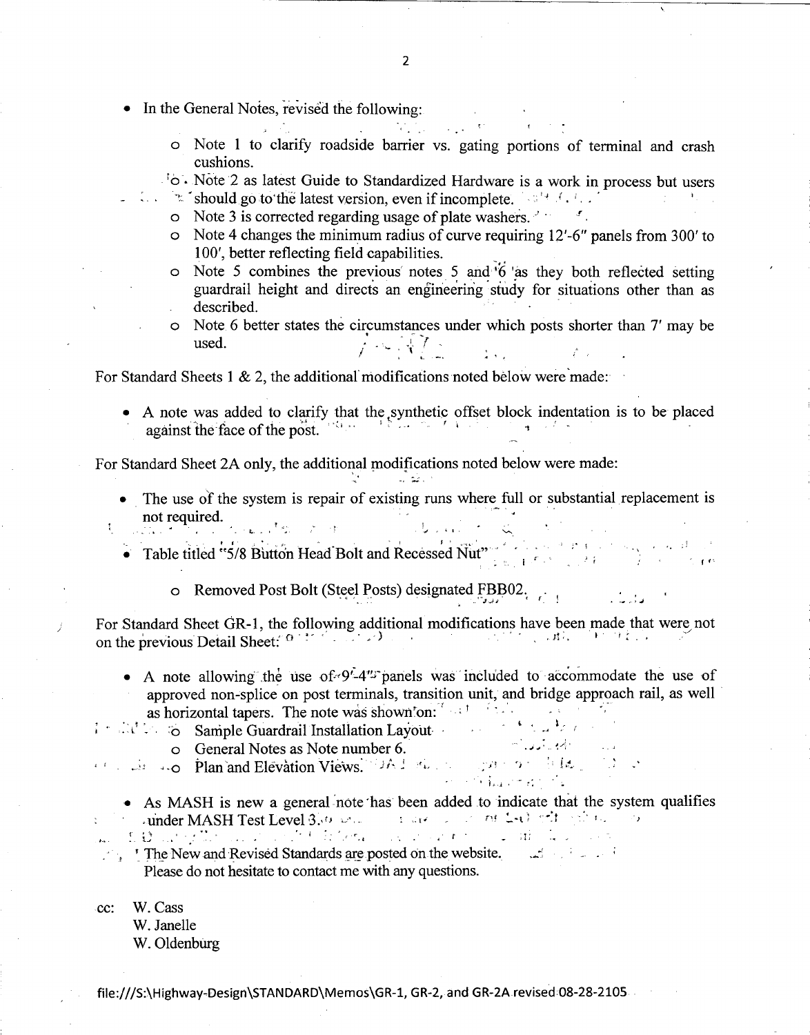- In the General Notes, revised the following:
  - Note 1 to clarify roadside barrier vs. gating portions of terminal and crash cushions.
  - Note 2 as latest Guide to Standardized Hardware is a work in process but users should go to the latest version, even if incomplete.
  - Note 3 is corrected regarding usage of plate washers.
  - Note 4 changes the minimum radius of curve requiring 12′-6″ panels from 300′ to 100′, better reflecting field capabilities.
  - Note 5 combines the previous notes 5 and 6 as they both reflected setting guardrail height and directs an engineering study for situations other than as described.
  - Note 6 better states the circumstances under which posts shorter than 7′ may be used.

For Standard Sheets 1 & 2, the additional modifications noted below were made:

- A note was added to clarify that the synthetic offset block indentation is to be placed against the face of the post.

For Standard Sheet 2A only, the additional modifications noted below were made:

- The use of the system is repair of existing runs where full or substantial replacement is not required.
- Table titled "5/8 Button Head Bolt and Recessed Nut"
  - Removed Post Bolt (Steel Posts) designated FBB02.

For Standard Sheet GR-1, the following additional modifications have been made that were not on the previous Detail Sheet:

- A note allowing the use of 9′-4″ panels was included to accommodate the use of approved non-splice on post terminals, transition unit, and bridge approach rail, as well as horizontal tapers. The note was shown on:
  - Sample Guardrail Installation Layout
  - General Notes as Note number 6.
  - Plan and Elevation Views.
- As MASH is new a general note has been added to indicate that the system qualifies under MASH Test Level 3.

The New and Revised Standards are posted on the website.
Please do not hesitate to contact me with any questions.

cc: W. Cass
W. Janelle
W. Oldenburg

file:///S:\Highway-Design\STANDARD\Memos\GR-1, GR-2, and GR-2A revised 08-28-2105